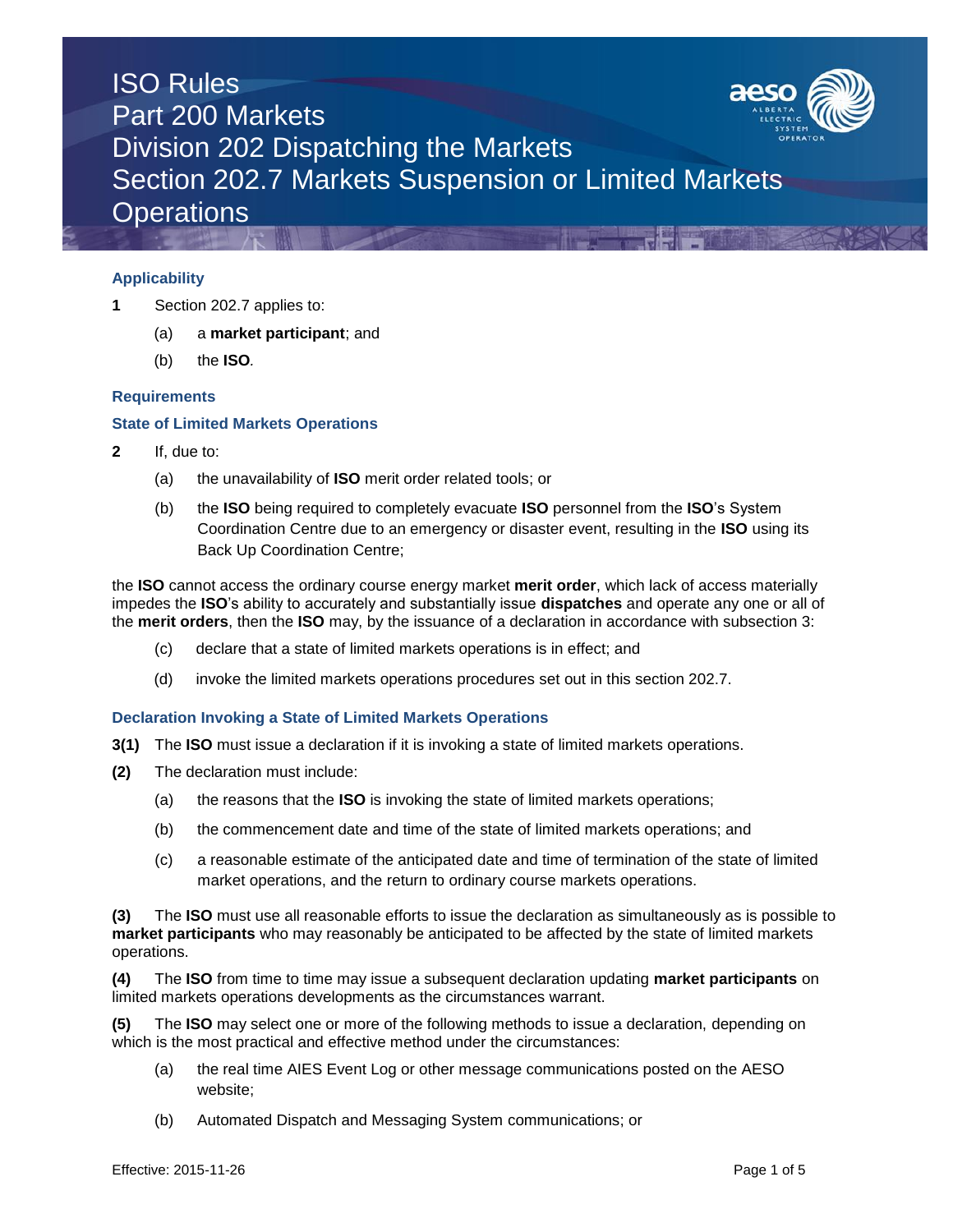# ISO Rules
# Part 200 Markets
# Division 202 Dispatching the Markets
# Section 202.7 Markets Suspension or Limited Markets Operations

## Applicability

**1** Section 202.7 applies to:

(a) a **market participant**; and

(b) the **ISO**.

## Requirements

### State of Limited Markets Operations

**2** If, due to:

(a) the unavailability of **ISO** merit order related tools; or

(b) the **ISO** being required to completely evacuate **ISO** personnel from the **ISO**'s System Coordination Centre due to an emergency or disaster event, resulting in the **ISO** using its Back Up Coordination Centre;

the **ISO** cannot access the ordinary course energy market **merit order**, which lack of access materially impedes the **ISO**'s ability to accurately and substantially issue **dispatches** and operate any one or all of the **merit orders**, then the **ISO** may, by the issuance of a declaration in accordance with subsection 3:

(c) declare that a state of limited markets operations is in effect; and

(d) invoke the limited markets operations procedures set out in this section 202.7.

### Declaration Invoking a State of Limited Markets Operations

**3(1)** The **ISO** must issue a declaration if it is invoking a state of limited markets operations.

**(2)** The declaration must include:

(a) the reasons that the **ISO** is invoking the state of limited markets operations;

(b) the commencement date and time of the state of limited markets operations; and

(c) a reasonable estimate of the anticipated date and time of termination of the state of limited market operations, and the return to ordinary course markets operations.

**(3)** The **ISO** must use all reasonable efforts to issue the declaration as simultaneously as is possible to **market participants** who may reasonably be anticipated to be affected by the state of limited markets operations.

**(4)** The **ISO** from time to time may issue a subsequent declaration updating **market participants** on limited markets operations developments as the circumstances warrant.

**(5)** The **ISO** may select one or more of the following methods to issue a declaration, depending on which is the most practical and effective method under the circumstances:

(a) the real time AIES Event Log or other message communications posted on the AESO website;

(b) Automated Dispatch and Messaging System communications; or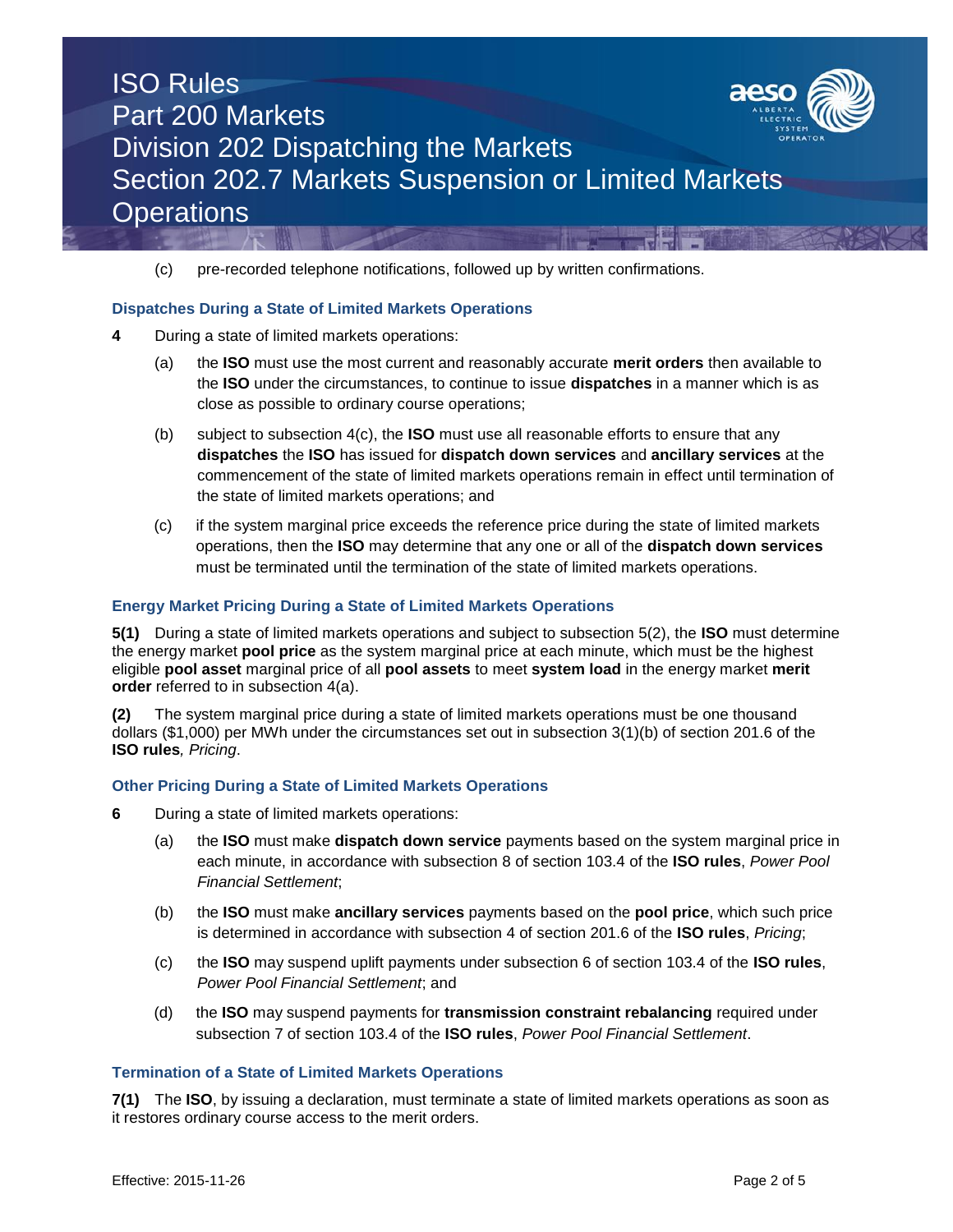(c) pre-recorded telephone notifications, followed up by written confirmations.

### Dispatches During a State of Limited Markets Operations

**4** During a state of limited markets operations:

(a) the **ISO** must use the most current and reasonably accurate **merit orders** then available to the **ISO** under the circumstances, to continue to issue **dispatches** in a manner which is as close as possible to ordinary course operations;

(b) subject to subsection 4(c), the **ISO** must use all reasonable efforts to ensure that any **dispatches** the **ISO** has issued for **dispatch down services** and **ancillary services** at the commencement of the state of limited markets operations remain in effect until termination of the state of limited markets operations; and

(c) if the system marginal price exceeds the reference price during the state of limited markets operations, then the **ISO** may determine that any one or all of the **dispatch down services** must be terminated until the termination of the state of limited markets operations.

### Energy Market Pricing During a State of Limited Markets Operations

**5(1)** During a state of limited markets operations and subject to subsection 5(2), the **ISO** must determine the energy market **pool price** as the system marginal price at each minute, which must be the highest eligible **pool asset** marginal price of all **pool assets** to meet **system load** in the energy market **merit order** referred to in subsection 4(a).

**(2)** The system marginal price during a state of limited markets operations must be one thousand dollars ($1,000) per MWh under the circumstances set out in subsection 3(1)(b) of section 201.6 of the **ISO rules**, *Pricing*.

### Other Pricing During a State of Limited Markets Operations

**6** During a state of limited markets operations:

(a) the **ISO** must make **dispatch down service** payments based on the system marginal price in each minute, in accordance with subsection 8 of section 103.4 of the **ISO rules**, *Power Pool Financial Settlement*;

(b) the **ISO** must make **ancillary services** payments based on the **pool price**, which such price is determined in accordance with subsection 4 of section 201.6 of the **ISO rules**, *Pricing*;

(c) the **ISO** may suspend uplift payments under subsection 6 of section 103.4 of the **ISO rules**, *Power Pool Financial Settlement*; and

(d) the **ISO** may suspend payments for **transmission constraint rebalancing** required under subsection 7 of section 103.4 of the **ISO rules**, *Power Pool Financial Settlement*.

### Termination of a State of Limited Markets Operations

**7(1)** The **ISO**, by issuing a declaration, must terminate a state of limited markets operations as soon as it restores ordinary course access to the merit orders.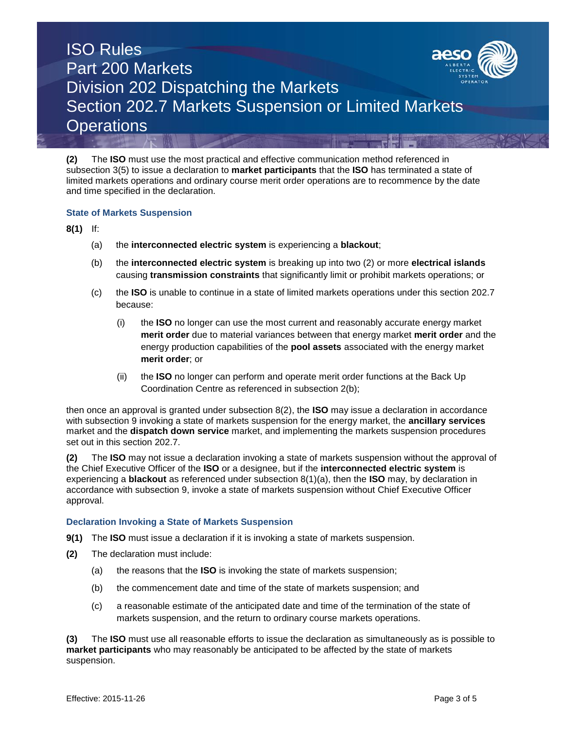**(2)** The **ISO** must use the most practical and effective communication method referenced in subsection 3(5) to issue a declaration to **market participants** that the **ISO** has terminated a state of limited markets operations and ordinary course merit order operations are to recommence by the date and time specified in the declaration.

### State of Markets Suspension

**8(1)** If:

- (a) the **interconnected electric system** is experiencing a **blackout**;
- (b) the **interconnected electric system** is breaking up into two (2) or more **electrical islands** causing **transmission constraints** that significantly limit or prohibit markets operations; or
- (c) the **ISO** is unable to continue in a state of limited markets operations under this section 202.7 because:
  - (i) the **ISO** no longer can use the most current and reasonably accurate energy market **merit order** due to material variances between that energy market **merit order** and the energy production capabilities of the **pool assets** associated with the energy market **merit order**; or
  - (ii) the **ISO** no longer can perform and operate merit order functions at the Back Up Coordination Centre as referenced in subsection 2(b);

then once an approval is granted under subsection 8(2), the **ISO** may issue a declaration in accordance with subsection 9 invoking a state of markets suspension for the energy market, the **ancillary services** market and the **dispatch down service** market, and implementing the markets suspension procedures set out in this section 202.7.

**(2)** The **ISO** may not issue a declaration invoking a state of markets suspension without the approval of the Chief Executive Officer of the **ISO** or a designee, but if the **interconnected electric system** is experiencing a **blackout** as referenced under subsection 8(1)(a), then the **ISO** may, by declaration in accordance with subsection 9, invoke a state of markets suspension without Chief Executive Officer approval.

### Declaration Invoking a State of Markets Suspension

**9(1)** The **ISO** must issue a declaration if it is invoking a state of markets suspension.

**(2)** The declaration must include:

- (a) the reasons that the **ISO** is invoking the state of markets suspension;
- (b) the commencement date and time of the state of markets suspension; and
- (c) a reasonable estimate of the anticipated date and time of the termination of the state of markets suspension, and the return to ordinary course markets operations.

**(3)** The **ISO** must use all reasonable efforts to issue the declaration as simultaneously as is possible to **market participants** who may reasonably be anticipated to be affected by the state of markets suspension.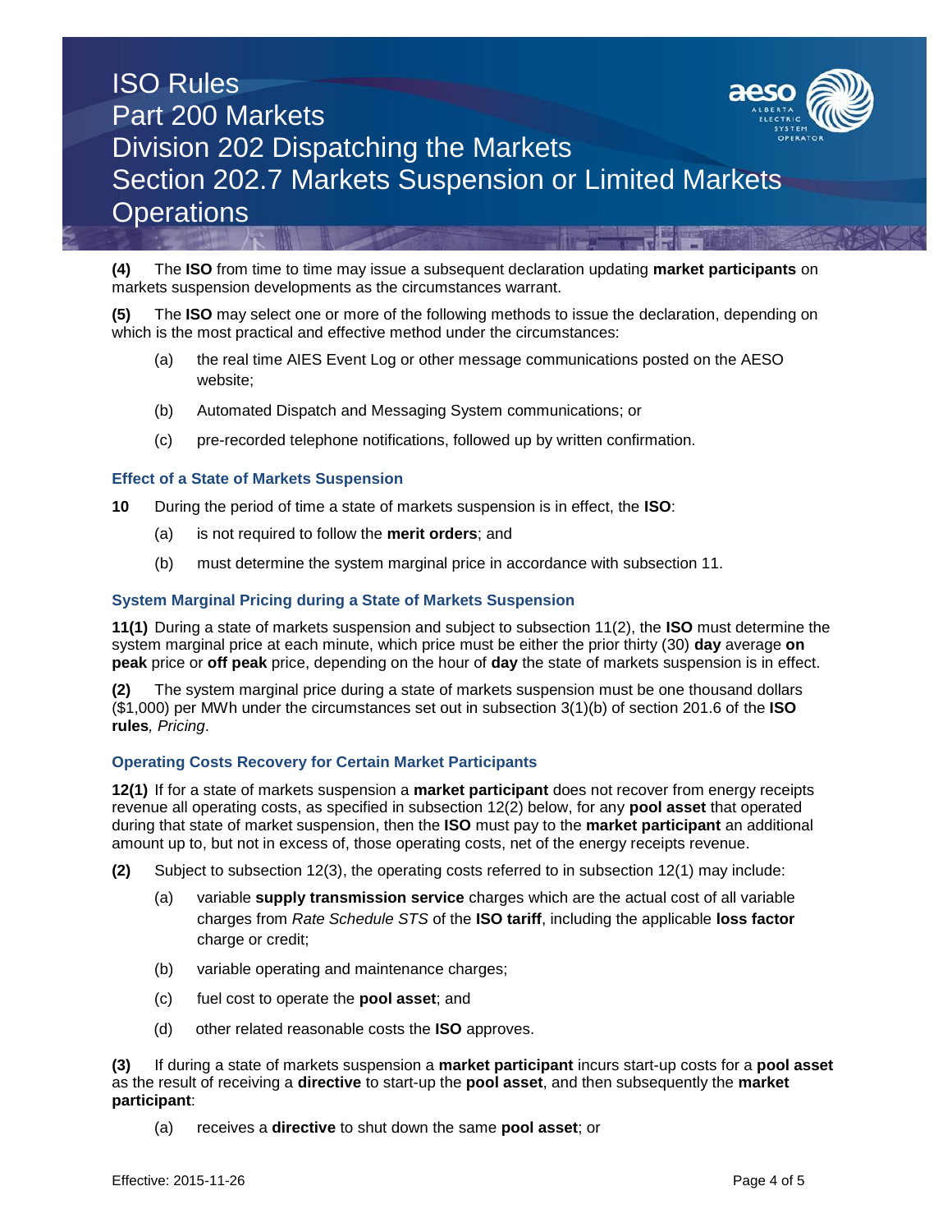**(4)** The **ISO** from time to time may issue a subsequent declaration updating **market participants** on markets suspension developments as the circumstances warrant.

**(5)** The **ISO** may select one or more of the following methods to issue the declaration, depending on which is the most practical and effective method under the circumstances:

(a) the real time AIES Event Log or other message communications posted on the AESO website;

(b) Automated Dispatch and Messaging System communications; or

(c) pre-recorded telephone notifications, followed up by written confirmation.

### Effect of a State of Markets Suspension

**10** During the period of time a state of markets suspension is in effect, the **ISO**:

(a) is not required to follow the **merit orders**; and

(b) must determine the system marginal price in accordance with subsection 11.

### System Marginal Pricing during a State of Markets Suspension

**11(1)** During a state of markets suspension and subject to subsection 11(2), the **ISO** must determine the system marginal price at each minute, which price must be either the prior thirty (30) **day** average **on peak** price or **off peak** price, depending on the hour of **day** the state of markets suspension is in effect.

**(2)** The system marginal price during a state of markets suspension must be one thousand dollars ($1,000) per MWh under the circumstances set out in subsection 3(1)(b) of section 201.6 of the **ISO rules**, *Pricing*.

### Operating Costs Recovery for Certain Market Participants

**12(1)** If for a state of markets suspension a **market participant** does not recover from energy receipts revenue all operating costs, as specified in subsection 12(2) below, for any **pool asset** that operated during that state of market suspension, then the **ISO** must pay to the **market participant** an additional amount up to, but not in excess of, those operating costs, net of the energy receipts revenue.

**(2)** Subject to subsection 12(3), the operating costs referred to in subsection 12(1) may include:

(a) variable **supply transmission service** charges which are the actual cost of all variable charges from *Rate Schedule STS* of the **ISO tariff**, including the applicable **loss factor** charge or credit;

(b) variable operating and maintenance charges;

(c) fuel cost to operate the **pool asset**; and

(d) other related reasonable costs the **ISO** approves.

**(3)** If during a state of markets suspension a **market participant** incurs start-up costs for a **pool asset** as the result of receiving a **directive** to start-up the **pool asset**, and then subsequently the **market participant**:

(a) receives a **directive** to shut down the same **pool asset**; or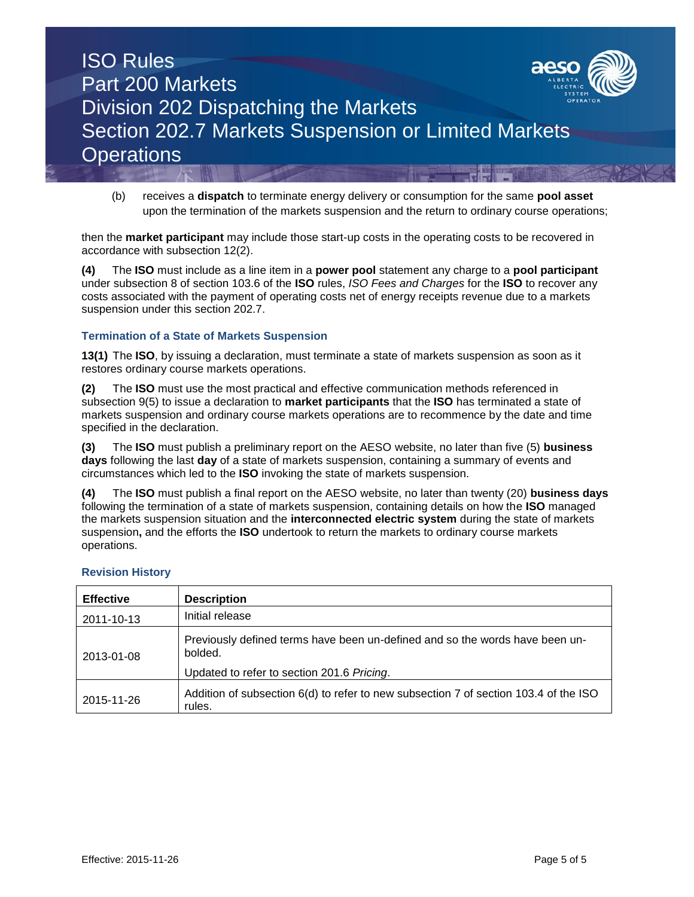(b) receives a **dispatch** to terminate energy delivery or consumption for the same **pool asset** upon the termination of the markets suspension and the return to ordinary course operations;

then the **market participant** may include those start-up costs in the operating costs to be recovered in accordance with subsection 12(2).

**(4)** The **ISO** must include as a line item in a **power pool** statement any charge to a **pool participant** under subsection 8 of section 103.6 of the **ISO** rules, *ISO Fees and Charges* for the **ISO** to recover any costs associated with the payment of operating costs net of energy receipts revenue due to a markets suspension under this section 202.7.

### Termination of a State of Markets Suspension

**13(1)** The **ISO**, by issuing a declaration, must terminate a state of markets suspension as soon as it restores ordinary course markets operations.

**(2)** The **ISO** must use the most practical and effective communication methods referenced in subsection 9(5) to issue a declaration to **market participants** that the **ISO** has terminated a state of markets suspension and ordinary course markets operations are to recommence by the date and time specified in the declaration.

**(3)** The **ISO** must publish a preliminary report on the AESO website, no later than five (5) **business days** following the last **day** of a state of markets suspension, containing a summary of events and circumstances which led to the **ISO** invoking the state of markets suspension.

**(4)** The **ISO** must publish a final report on the AESO website, no later than twenty (20) **business days** following the termination of a state of markets suspension, containing details on how the **ISO** managed the markets suspension situation and the **interconnected electric system** during the state of markets suspension**,** and the efforts the **ISO** undertook to return the markets to ordinary course markets operations.

### Revision History

| Effective | Description |
|---|---|
| 2011-10-13 | Initial release |
| 2013-01-08 | Previously defined terms have been un-defined and so the words have been un-bolded.<br>Updated to refer to section 201.6 *Pricing*. |
| 2015-11-26 | Addition of subsection 6(d) to refer to new subsection 7 of section 103.4 of the ISO rules. |